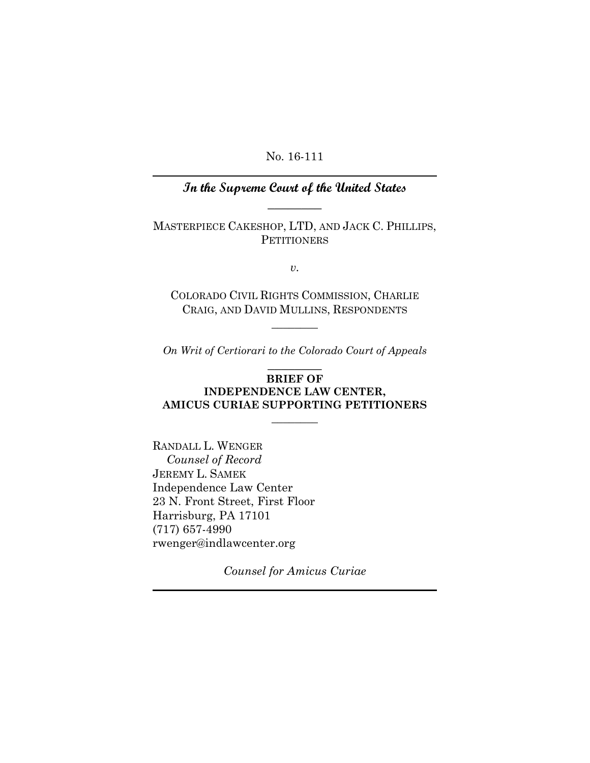No. 16-111

---

***In the Supreme Court of the United States***

---

MASTERPIECE CAKESHOP, LTD, AND JACK C. PHILLIPS, PETITIONERS

*v.*

COLORADO CIVIL RIGHTS COMMISSION, CHARLIE CRAIG, AND DAVID MULLINS, RESPONDENTS

---

*On Writ of Certiorari to the Colorado Court of Appeals*

---

**BRIEF OF INDEPENDENCE LAW CENTER, AMICUS CURIAE SUPPORTING PETITIONERS**

---

RANDALL L. WENGER
*Counsel of Record*
JEREMY L. SAMEK
Independence Law Center
23 N. Front Street, First Floor
Harrisburg, PA 17101
(717) 657-4990
rwenger@indlawcenter.org

*Counsel for Amicus Curiae*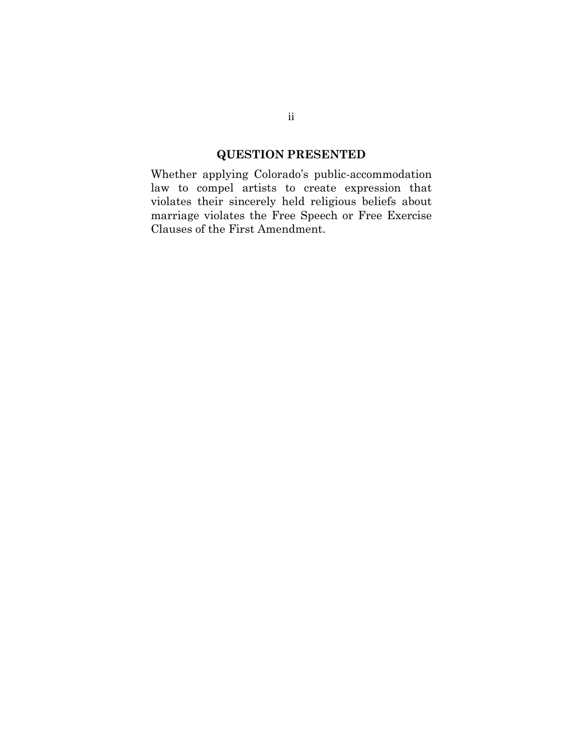## QUESTION PRESENTED

Whether applying Colorado's public-accommodation law to compel artists to create expression that violates their sincerely held religious beliefs about marriage violates the Free Speech or Free Exercise Clauses of the First Amendment.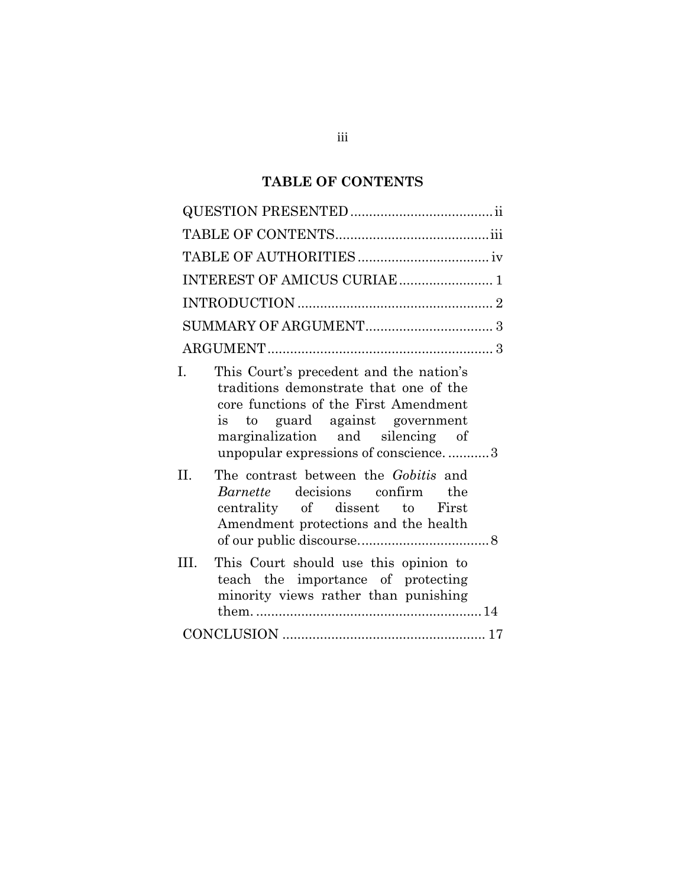## TABLE OF CONTENTS

| | |
|---|---|
| QUESTION PRESENTED | ii |
| TABLE OF CONTENTS | iii |
| TABLE OF AUTHORITIES | iv |
| INTEREST OF AMICUS CURIAE | 1 |
| INTRODUCTION | 2 |
| SUMMARY OF ARGUMENT | 3 |
| ARGUMENT | 3 |
| I. This Court's precedent and the nation's traditions demonstrate that one of the core functions of the First Amendment is to guard against government marginalization and silencing of unpopular expressions of conscience. | 3 |
| II. The contrast between the *Gobitis* and *Barnette* decisions confirm the centrality of dissent to First Amendment protections and the health of our public discourse. | 8 |
| III. This Court should use this opinion to teach the importance of protecting minority views rather than punishing them. | 14 |
| CONCLUSION | 17 |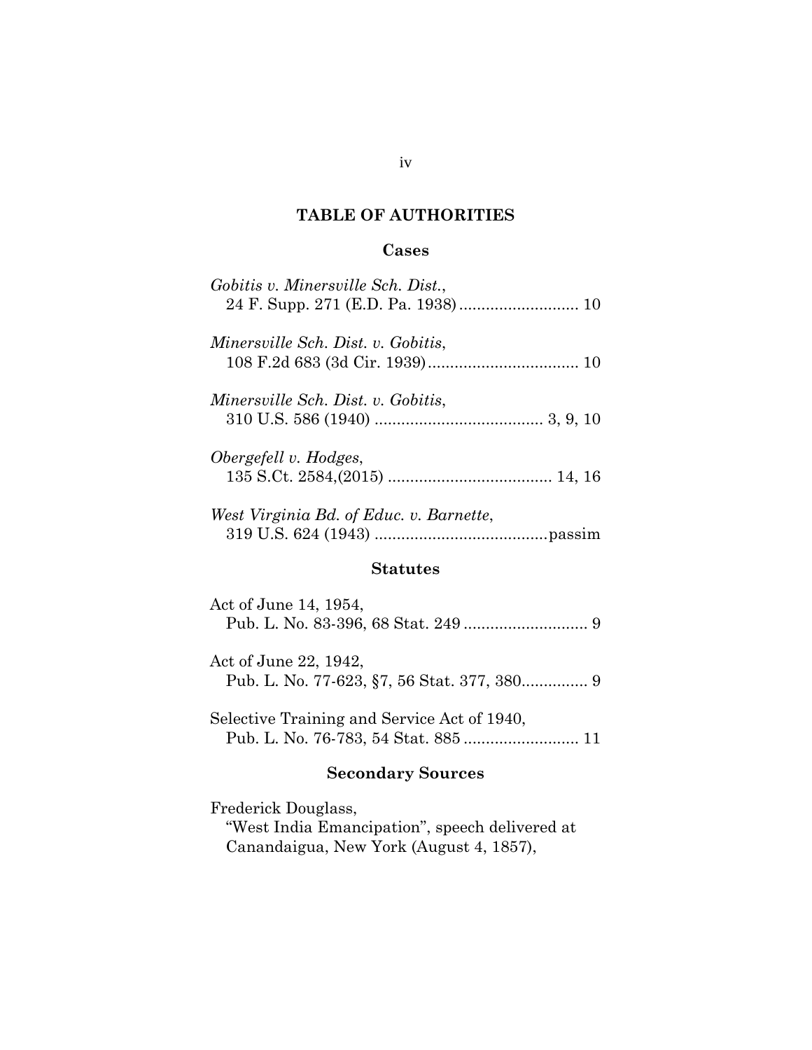## TABLE OF AUTHORITIES

### Cases

*Gobitis v. Minersville Sch. Dist.*,
24 F. Supp. 271 (E.D. Pa. 1938) .......................... 10

*Minersville Sch. Dist. v. Gobitis*,
108 F.2d 683 (3d Cir. 1939) .................................. 10

*Minersville Sch. Dist. v. Gobitis*,
310 U.S. 586 (1940) ..................................... 3, 9, 10

*Obergefell v. Hodges*,
135 S.Ct. 2584,(2015) .................................... 14, 16

*West Virginia Bd. of Educ. v. Barnette*,
319 U.S. 624 (1943) ......................................passim

### Statutes

Act of June 14, 1954,
Pub. L. No. 83-396, 68 Stat. 249 ............................ 9

Act of June 22, 1942,
Pub. L. No. 77-623, §7, 56 Stat. 377, 380............... 9

Selective Training and Service Act of 1940,
Pub. L. No. 76-783, 54 Stat. 885 .......................... 11

### Secondary Sources

Frederick Douglass,
"West India Emancipation", speech delivered at
Canandaigua, New York (August 4, 1857),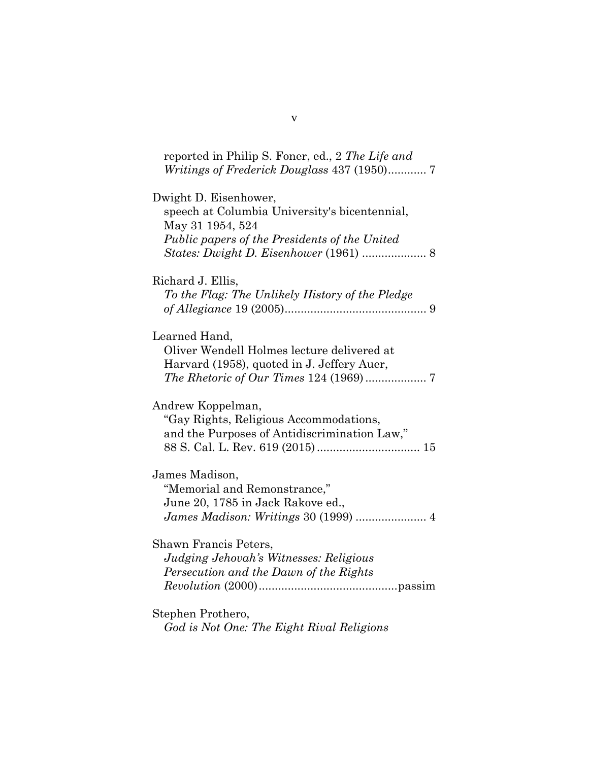reported in Philip S. Foner, ed., 2 *The Life and Writings of Frederick Douglass* 437 (1950)............ 7

Dwight D. Eisenhower,
speech at Columbia University's bicentennial, May 31 1954, 524
*Public papers of the Presidents of the United States: Dwight D. Eisenhower* (1961) .................... 8

Richard J. Ellis,
*To the Flag: The Unlikely History of the Pledge of Allegiance* 19 (2005)............................................ 9

Learned Hand,
Oliver Wendell Holmes lecture delivered at Harvard (1958), quoted in J. Jeffery Auer, *The Rhetoric of Our Times* 124 (1969)................... 7

Andrew Koppelman,
"Gay Rights, Religious Accommodations, and the Purposes of Antidiscrimination Law," 88 S. Cal. L. Rev. 619 (2015)................................ 15

James Madison,
"Memorial and Remonstrance," June 20, 1785 in Jack Rakove ed., *James Madison: Writings* 30 (1999) ...................... 4

Shawn Francis Peters,
*Judging Jehovah's Witnesses: Religious Persecution and the Dawn of the Rights Revolution* (2000)..........................................passim

Stephen Prothero,
*God is Not One: The Eight Rival Religions*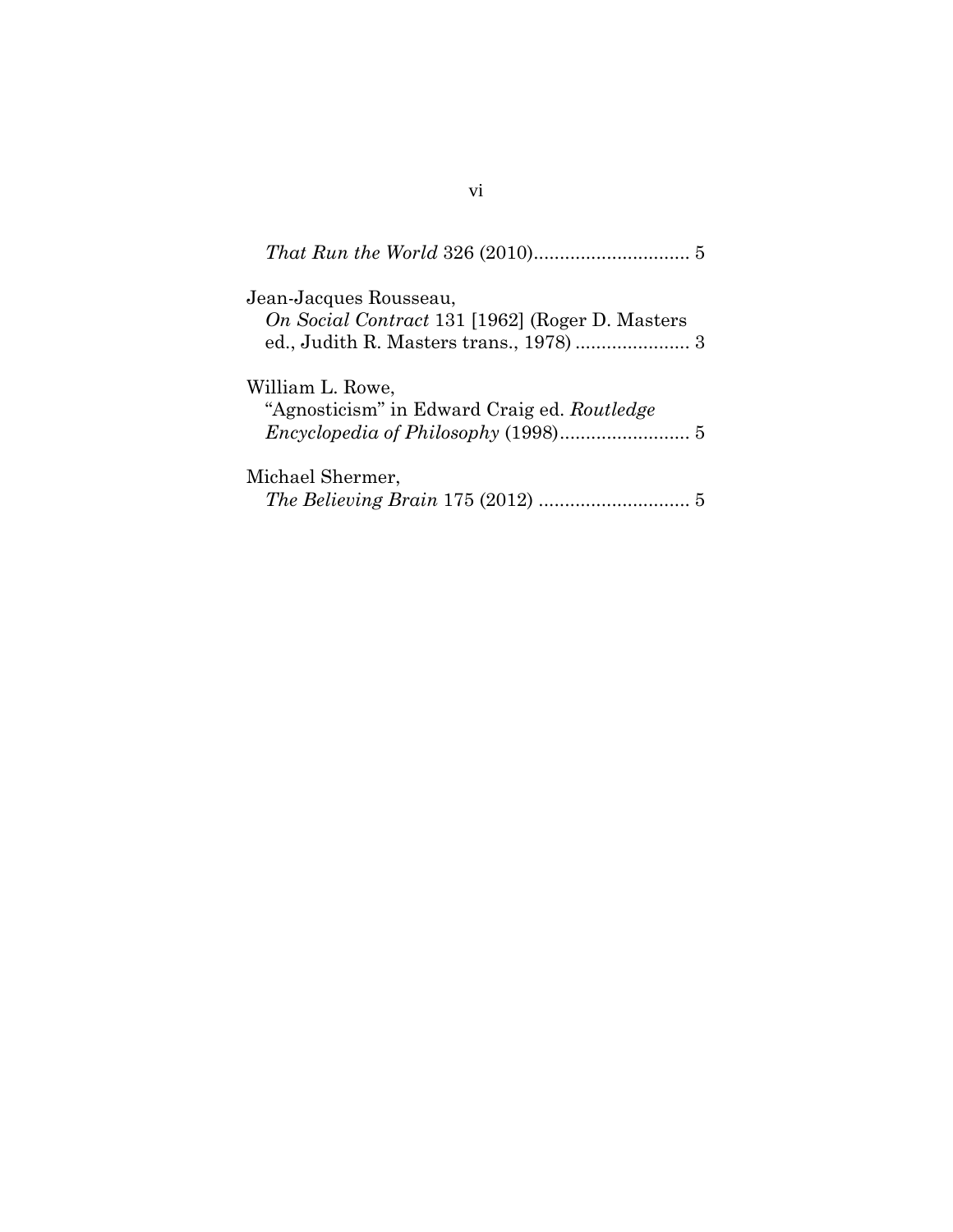*That Run the World* 326 (2010).............................. 5

Jean-Jacques Rousseau,
*On Social Contract* 131 [1962] (Roger D. Masters ed., Judith R. Masters trans., 1978) ...................... 3

William L. Rowe,
"Agnosticism" in Edward Craig ed. *Routledge Encyclopedia of Philosophy* (1998)......................... 5

Michael Shermer,
*The Believing Brain* 175 (2012) ............................. 5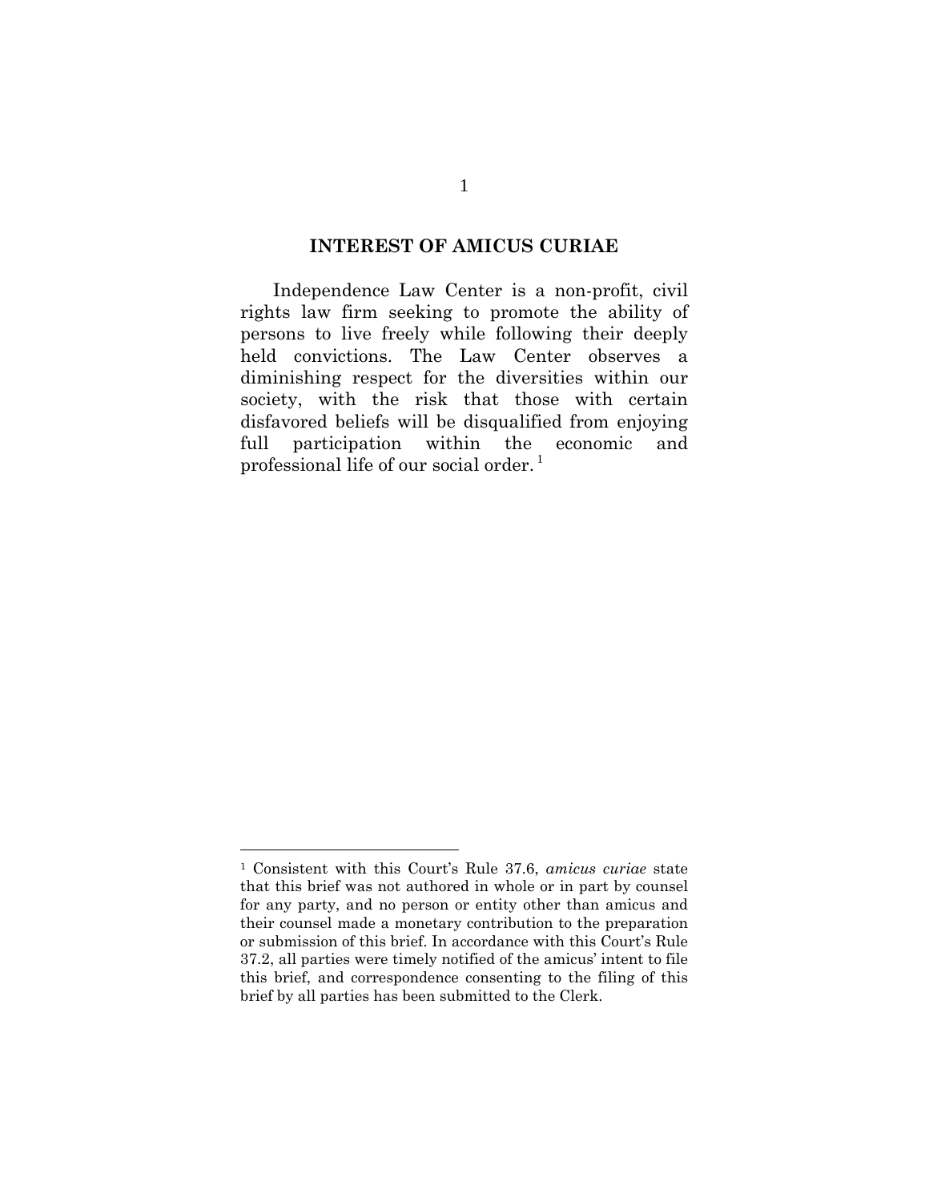## INTEREST OF AMICUS CURIAE

Independence Law Center is a non-profit, civil rights law firm seeking to promote the ability of persons to live freely while following their deeply held convictions. The Law Center observes a diminishing respect for the diversities within our society, with the risk that those with certain disfavored beliefs will be disqualified from enjoying full participation within the economic and professional life of our social order.[1]

---

[1] Consistent with this Court's Rule 37.6, *amicus curiae* state that this brief was not authored in whole or in part by counsel for any party, and no person or entity other than amicus and their counsel made a monetary contribution to the preparation or submission of this brief. In accordance with this Court's Rule 37.2, all parties were timely notified of the amicus' intent to file this brief, and correspondence consenting to the filing of this brief by all parties has been submitted to the Clerk.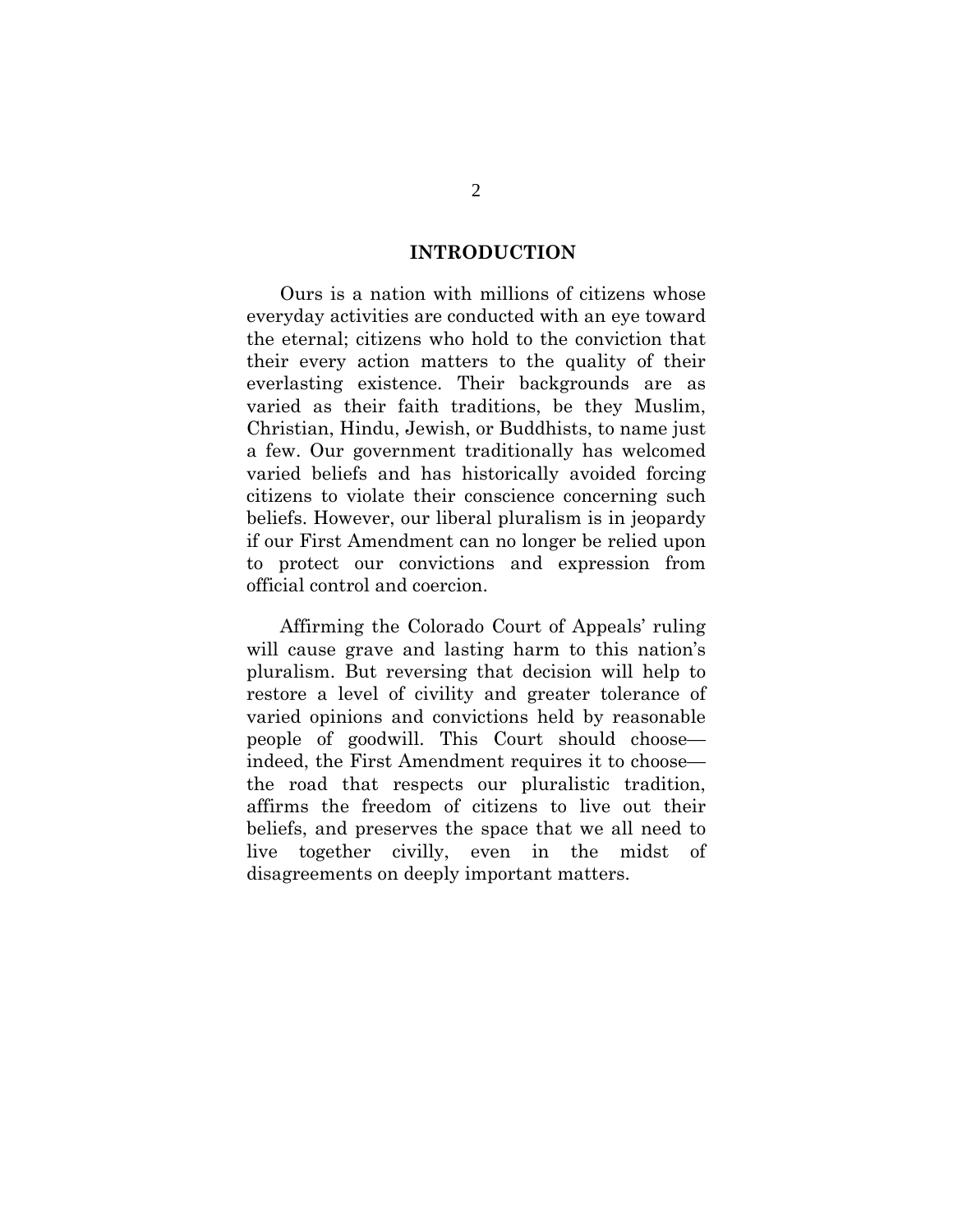## INTRODUCTION

Ours is a nation with millions of citizens whose everyday activities are conducted with an eye toward the eternal; citizens who hold to the conviction that their every action matters to the quality of their everlasting existence. Their backgrounds are as varied as their faith traditions, be they Muslim, Christian, Hindu, Jewish, or Buddhists, to name just a few. Our government traditionally has welcomed varied beliefs and has historically avoided forcing citizens to violate their conscience concerning such beliefs. However, our liberal pluralism is in jeopardy if our First Amendment can no longer be relied upon to protect our convictions and expression from official control and coercion.

Affirming the Colorado Court of Appeals' ruling will cause grave and lasting harm to this nation's pluralism. But reversing that decision will help to restore a level of civility and greater tolerance of varied opinions and convictions held by reasonable people of goodwill. This Court should choose—indeed, the First Amendment requires it to choose—the road that respects our pluralistic tradition, affirms the freedom of citizens to live out their beliefs, and preserves the space that we all need to live together civilly, even in the midst of disagreements on deeply important matters.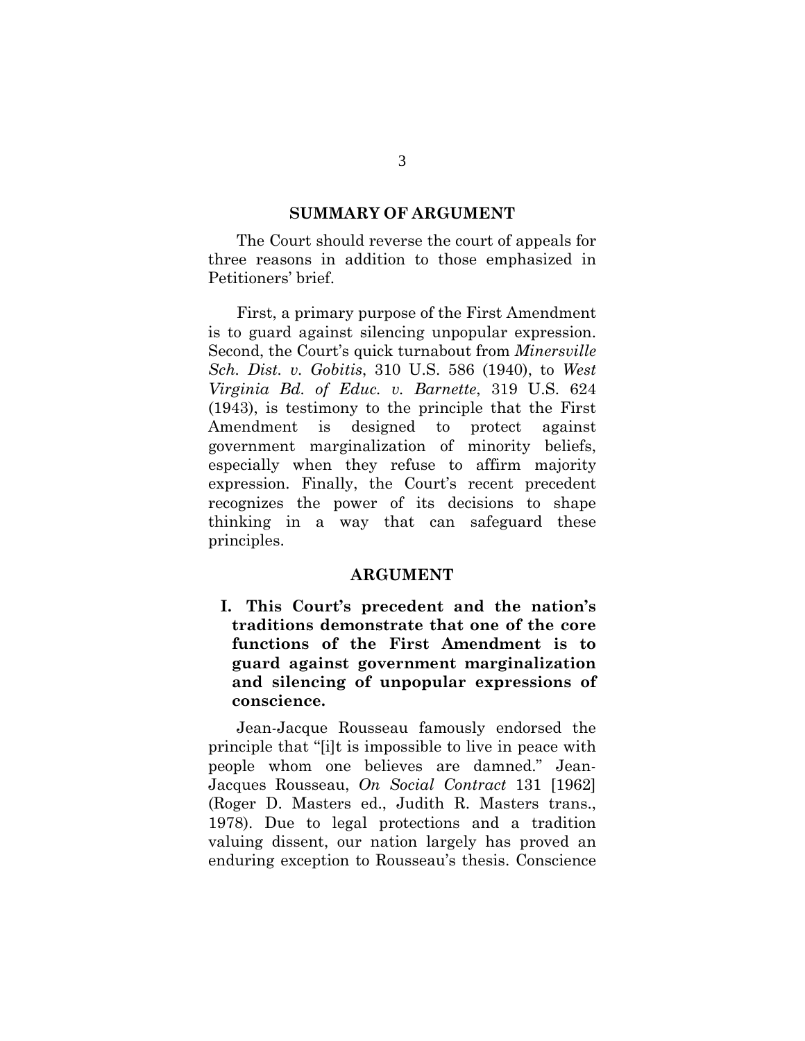## SUMMARY OF ARGUMENT

The Court should reverse the court of appeals for three reasons in addition to those emphasized in Petitioners' brief.

First, a primary purpose of the First Amendment is to guard against silencing unpopular expression. Second, the Court's quick turnabout from *Minersville Sch. Dist. v. Gobitis*, 310 U.S. 586 (1940), to *West Virginia Bd. of Educ. v. Barnette*, 319 U.S. 624 (1943), is testimony to the principle that the First Amendment is designed to protect against government marginalization of minority beliefs, especially when they refuse to affirm majority expression. Finally, the Court's recent precedent recognizes the power of its decisions to shape thinking in a way that can safeguard these principles.

## ARGUMENT

### I. This Court's precedent and the nation's traditions demonstrate that one of the core functions of the First Amendment is to guard against government marginalization and silencing of unpopular expressions of conscience.

Jean-Jacque Rousseau famously endorsed the principle that "[i]t is impossible to live in peace with people whom one believes are damned." Jean-Jacques Rousseau, *On Social Contract* 131 [1962] (Roger D. Masters ed., Judith R. Masters trans., 1978). Due to legal protections and a tradition valuing dissent, our nation largely has proved an enduring exception to Rousseau's thesis. Conscience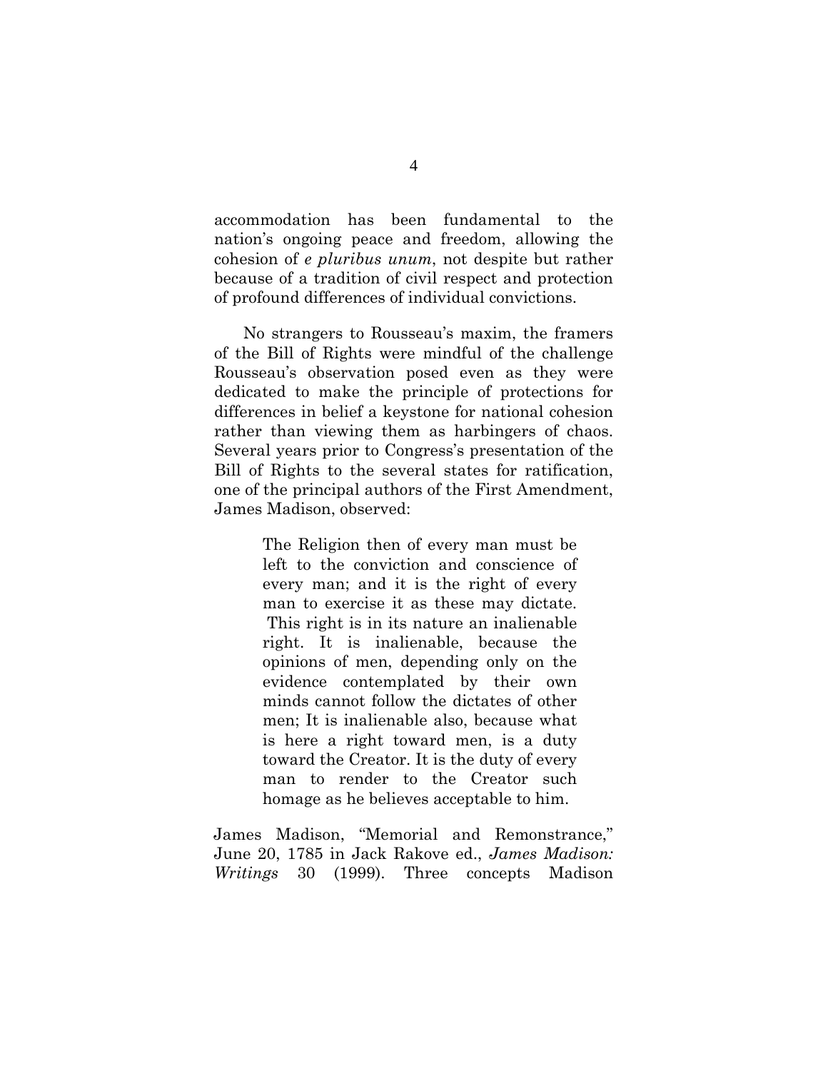accommodation has been fundamental to the nation's ongoing peace and freedom, allowing the cohesion of *e pluribus unum*, not despite but rather because of a tradition of civil respect and protection of profound differences of individual convictions.

No strangers to Rousseau's maxim, the framers of the Bill of Rights were mindful of the challenge Rousseau's observation posed even as they were dedicated to make the principle of protections for differences in belief a keystone for national cohesion rather than viewing them as harbingers of chaos. Several years prior to Congress's presentation of the Bill of Rights to the several states for ratification, one of the principal authors of the First Amendment, James Madison, observed:

> The Religion then of every man must be left to the conviction and conscience of every man; and it is the right of every man to exercise it as these may dictate. This right is in its nature an inalienable right. It is inalienable, because the opinions of men, depending only on the evidence contemplated by their own minds cannot follow the dictates of other men; It is inalienable also, because what is here a right toward men, is a duty toward the Creator. It is the duty of every man to render to the Creator such homage as he believes acceptable to him.

James Madison, "Memorial and Remonstrance," June 20, 1785 in Jack Rakove ed., *James Madison: Writings* 30 (1999). Three concepts Madison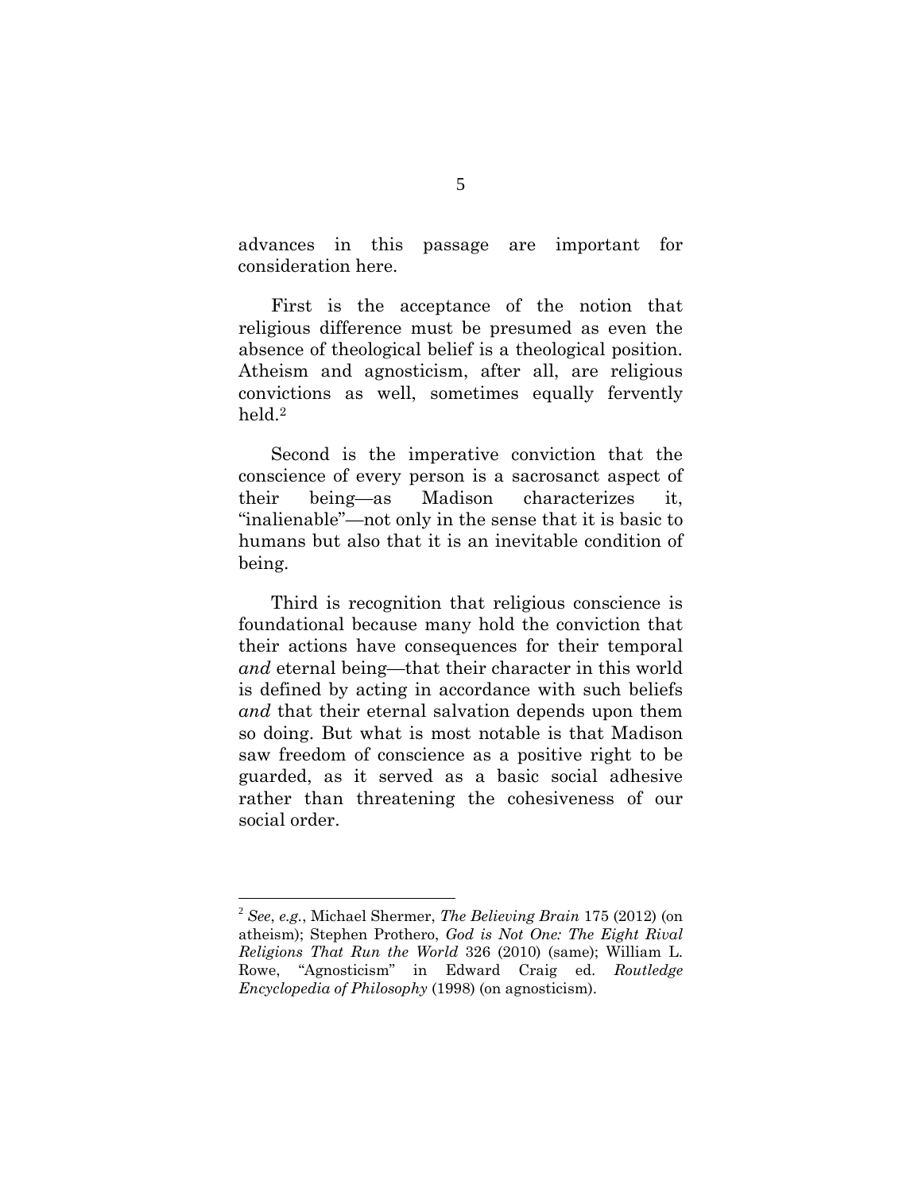advances in this passage are important for consideration here.

First is the acceptance of the notion that religious difference must be presumed as even the absence of theological belief is a theological position. Atheism and agnosticism, after all, are religious convictions as well, sometimes equally fervently held.[2]

Second is the imperative conviction that the conscience of every person is a sacrosanct aspect of their being—as Madison characterizes it, "inalienable"—not only in the sense that it is basic to humans but also that it is an inevitable condition of being.

Third is recognition that religious conscience is foundational because many hold the conviction that their actions have consequences for their temporal *and* eternal being—that their character in this world is defined by acting in accordance with such beliefs *and* that their eternal salvation depends upon them so doing. But what is most notable is that Madison saw freedom of conscience as a positive right to be guarded, as it served as a basic social adhesive rather than threatening the cohesiveness of our social order.

---

[2] *See, e.g.*, Michael Shermer, *The Believing Brain* 175 (2012) (on atheism); Stephen Prothero, *God is Not One: The Eight Rival Religions That Run the World* 326 (2010) (same); William L. Rowe, "Agnosticism" in Edward Craig ed. *Routledge Encyclopedia of Philosophy* (1998) (on agnosticism).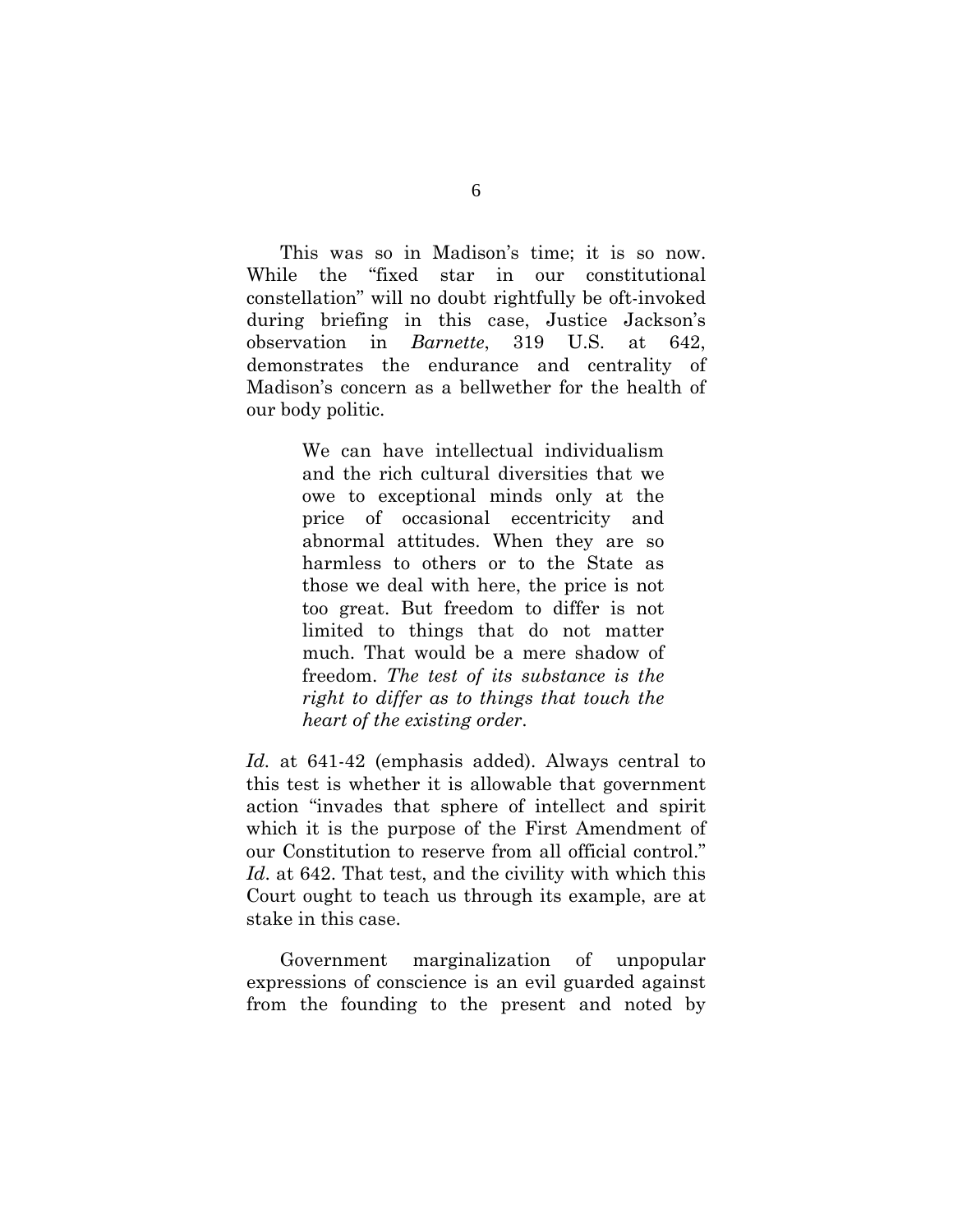This was so in Madison's time; it is so now. While the "fixed star in our constitutional constellation" will no doubt rightfully be oft-invoked during briefing in this case, Justice Jackson's observation in *Barnette*, 319 U.S. at 642, demonstrates the endurance and centrality of Madison's concern as a bellwether for the health of our body politic.

> We can have intellectual individualism and the rich cultural diversities that we owe to exceptional minds only at the price of occasional eccentricity and abnormal attitudes. When they are so harmless to others or to the State as those we deal with here, the price is not too great. But freedom to differ is not limited to things that do not matter much. That would be a mere shadow of freedom. *The test of its substance is the right to differ as to things that touch the heart of the existing order*.

*Id.* at 641-42 (emphasis added). Always central to this test is whether it is allowable that government action "invades that sphere of intellect and spirit which it is the purpose of the First Amendment of our Constitution to reserve from all official control." *Id.* at 642. That test, and the civility with which this Court ought to teach us through its example, are at stake in this case.

Government marginalization of unpopular expressions of conscience is an evil guarded against from the founding to the present and noted by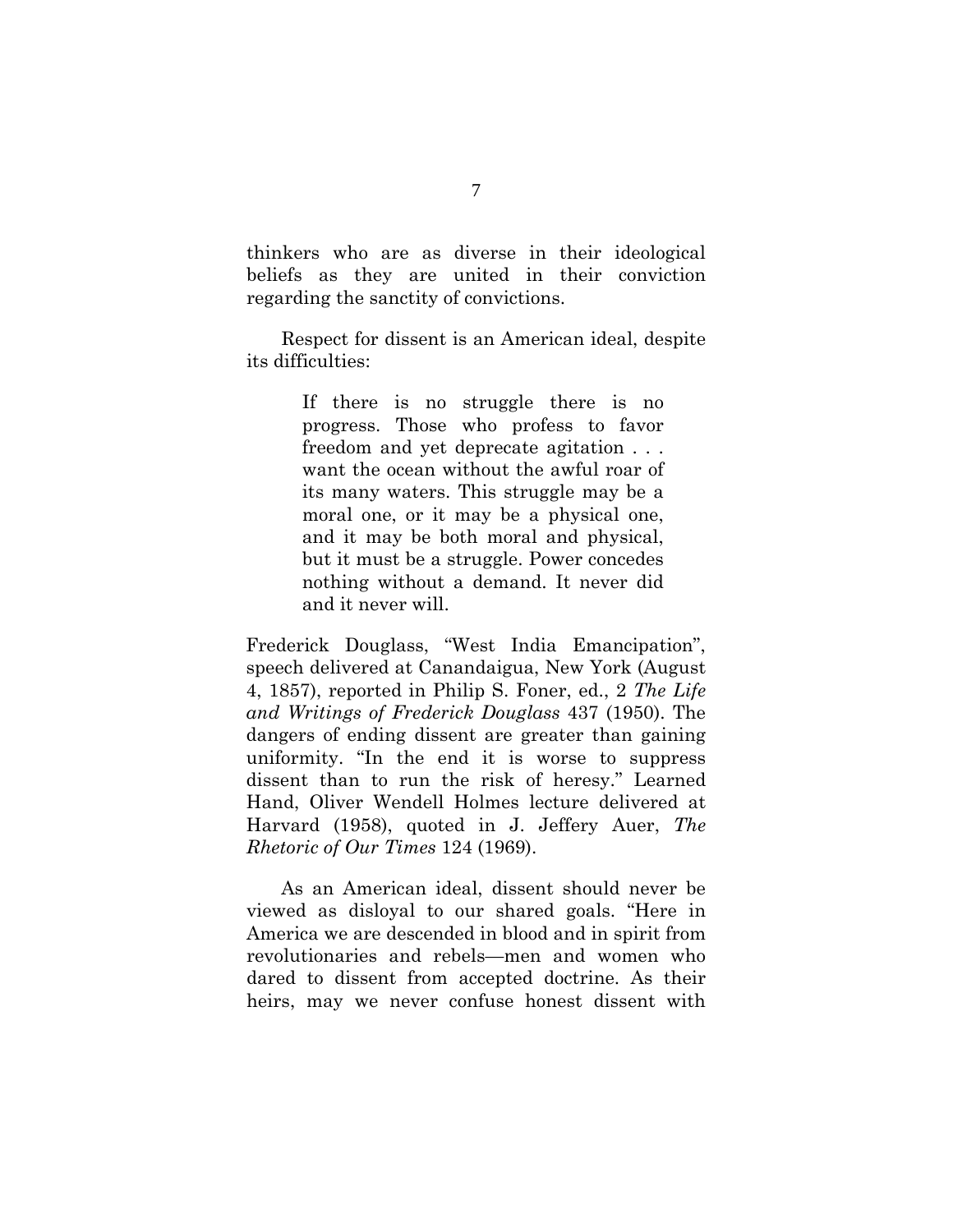thinkers who are as diverse in their ideological beliefs as they are united in their conviction regarding the sanctity of convictions.

Respect for dissent is an American ideal, despite its difficulties:

> If there is no struggle there is no progress. Those who profess to favor freedom and yet deprecate agitation . . . want the ocean without the awful roar of its many waters. This struggle may be a moral one, or it may be a physical one, and it may be both moral and physical, but it must be a struggle. Power concedes nothing without a demand. It never did and it never will.

Frederick Douglass, "West India Emancipation", speech delivered at Canandaigua, New York (August 4, 1857), reported in Philip S. Foner, ed., 2 *The Life and Writings of Frederick Douglass* 437 (1950). The dangers of ending dissent are greater than gaining uniformity. "In the end it is worse to suppress dissent than to run the risk of heresy." Learned Hand, Oliver Wendell Holmes lecture delivered at Harvard (1958), quoted in J. Jeffery Auer, *The Rhetoric of Our Times* 124 (1969).

As an American ideal, dissent should never be viewed as disloyal to our shared goals. "Here in America we are descended in blood and in spirit from revolutionaries and rebels—men and women who dared to dissent from accepted doctrine. As their heirs, may we never confuse honest dissent with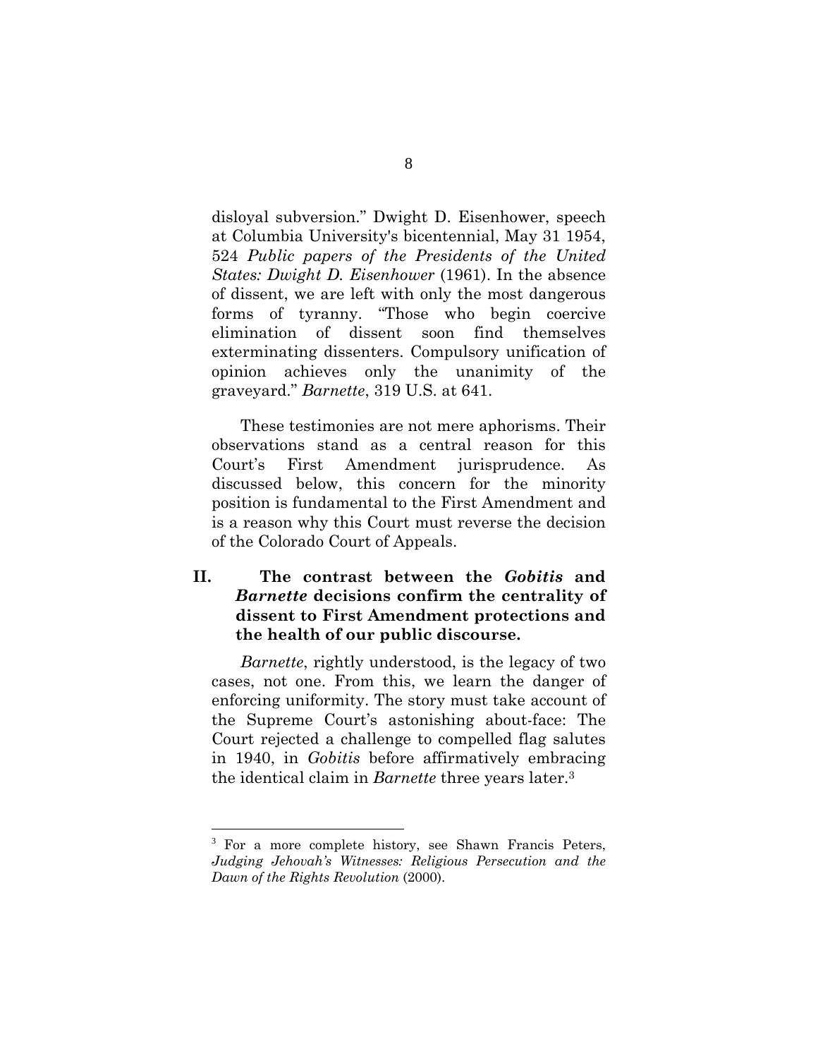disloyal subversion." Dwight D. Eisenhower, speech at Columbia University's bicentennial, May 31 1954, 524 *Public papers of the Presidents of the United States: Dwight D. Eisenhower* (1961). In the absence of dissent, we are left with only the most dangerous forms of tyranny. "Those who begin coercive elimination of dissent soon find themselves exterminating dissenters. Compulsory unification of opinion achieves only the unanimity of the graveyard." *Barnette*, 319 U.S. at 641.

These testimonies are not mere aphorisms. Their observations stand as a central reason for this Court's First Amendment jurisprudence. As discussed below, this concern for the minority position is fundamental to the First Amendment and is a reason why this Court must reverse the decision of the Colorado Court of Appeals.

## II. The contrast between the *Gobitis* and *Barnette* decisions confirm the centrality of dissent to First Amendment protections and the health of our public discourse.

*Barnette*, rightly understood, is the legacy of two cases, not one. From this, we learn the danger of enforcing uniformity. The story must take account of the Supreme Court's astonishing about-face: The Court rejected a challenge to compelled flag salutes in 1940, in *Gobitis* before affirmatively embracing the identical claim in *Barnette* three years later.[3]

---

[3] For a more complete history, see Shawn Francis Peters, *Judging Jehovah's Witnesses: Religious Persecution and the Dawn of the Rights Revolution* (2000).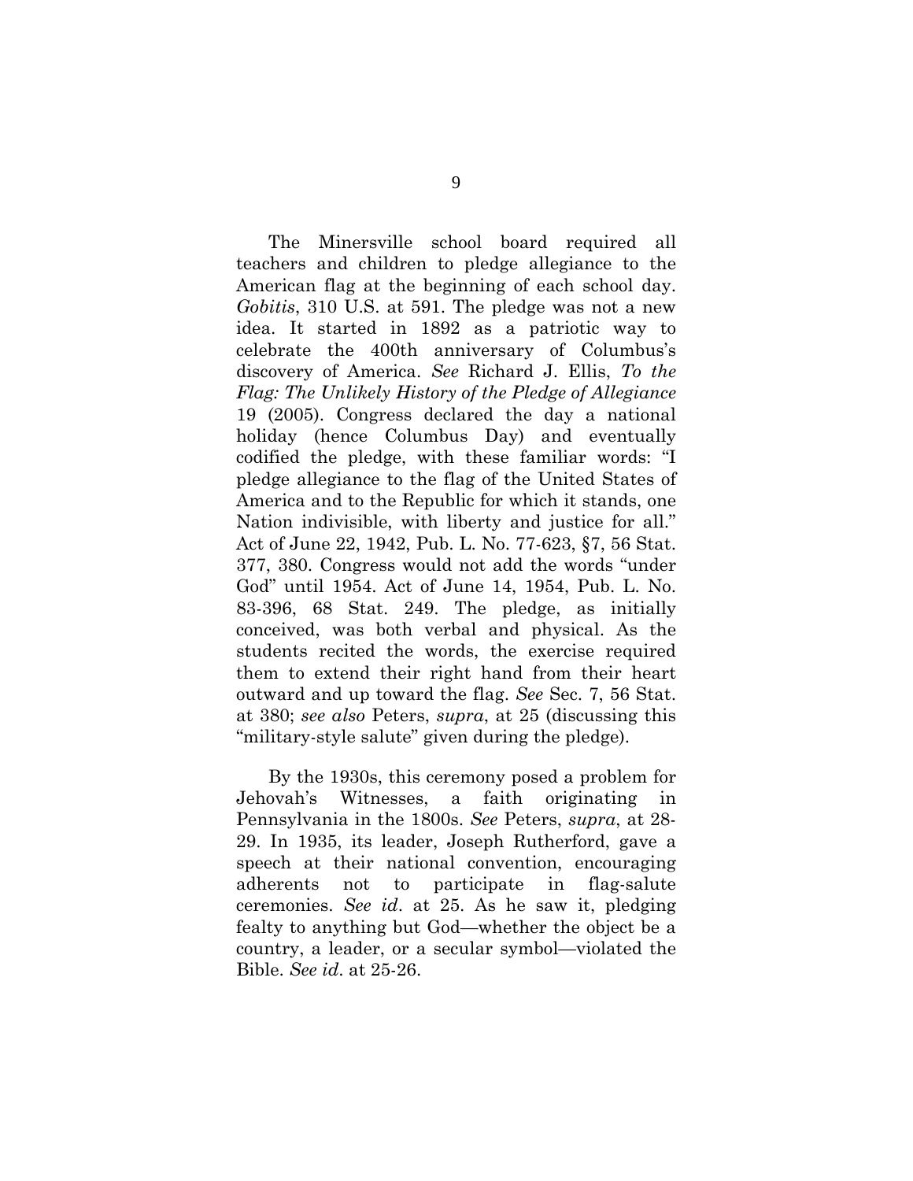The Minersville school board required all teachers and children to pledge allegiance to the American flag at the beginning of each school day. *Gobitis*, 310 U.S. at 591. The pledge was not a new idea. It started in 1892 as a patriotic way to celebrate the 400th anniversary of Columbus's discovery of America. *See* Richard J. Ellis, *To the Flag: The Unlikely History of the Pledge of Allegiance* 19 (2005). Congress declared the day a national holiday (hence Columbus Day) and eventually codified the pledge, with these familiar words: "I pledge allegiance to the flag of the United States of America and to the Republic for which it stands, one Nation indivisible, with liberty and justice for all." Act of June 22, 1942, Pub. L. No. 77-623, §7, 56 Stat. 377, 380. Congress would not add the words "under God" until 1954. Act of June 14, 1954, Pub. L. No. 83-396, 68 Stat. 249. The pledge, as initially conceived, was both verbal and physical. As the students recited the words, the exercise required them to extend their right hand from their heart outward and up toward the flag. *See* Sec. 7, 56 Stat. at 380; *see also* Peters, *supra*, at 25 (discussing this "military-style salute" given during the pledge).

By the 1930s, this ceremony posed a problem for Jehovah's Witnesses, a faith originating in Pennsylvania in the 1800s. *See* Peters, *supra*, at 28-29. In 1935, its leader, Joseph Rutherford, gave a speech at their national convention, encouraging adherents not to participate in flag-salute ceremonies. *See id*. at 25. As he saw it, pledging fealty to anything but God—whether the object be a country, a leader, or a secular symbol—violated the Bible. *See id*. at 25-26.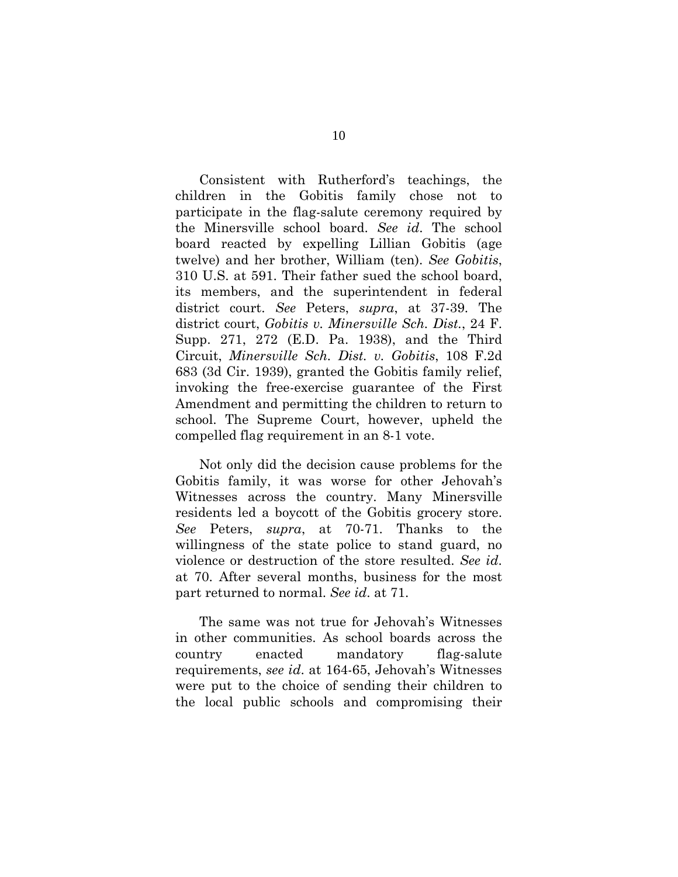Consistent with Rutherford's teachings, the children in the Gobitis family chose not to participate in the flag-salute ceremony required by the Minersville school board. *See id.* The school board reacted by expelling Lillian Gobitis (age twelve) and her brother, William (ten). *See Gobitis*, 310 U.S. at 591. Their father sued the school board, its members, and the superintendent in federal district court. *See* Peters, *supra*, at 37-39. The district court, *Gobitis v. Minersville Sch. Dist.*, 24 F. Supp. 271, 272 (E.D. Pa. 1938), and the Third Circuit, *Minersville Sch. Dist. v. Gobitis*, 108 F.2d 683 (3d Cir. 1939), granted the Gobitis family relief, invoking the free-exercise guarantee of the First Amendment and permitting the children to return to school. The Supreme Court, however, upheld the compelled flag requirement in an 8-1 vote.

Not only did the decision cause problems for the Gobitis family, it was worse for other Jehovah's Witnesses across the country. Many Minersville residents led a boycott of the Gobitis grocery store. *See* Peters, *supra*, at 70-71. Thanks to the willingness of the state police to stand guard, no violence or destruction of the store resulted. *See id.* at 70. After several months, business for the most part returned to normal. *See id.* at 71.

The same was not true for Jehovah's Witnesses in other communities. As school boards across the country enacted mandatory flag-salute requirements, *see id.* at 164-65, Jehovah's Witnesses were put to the choice of sending their children to the local public schools and compromising their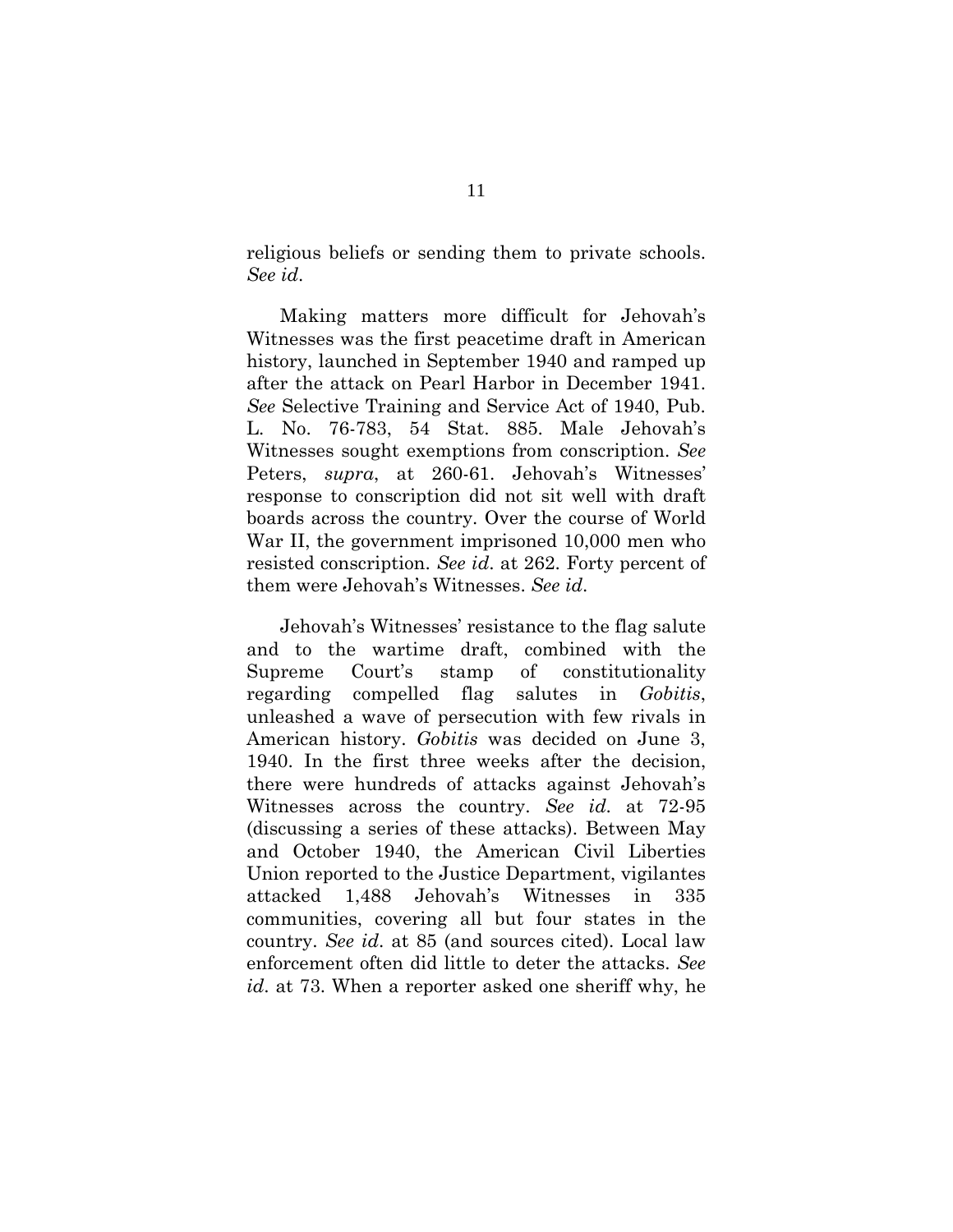religious beliefs or sending them to private schools. *See id*.

Making matters more difficult for Jehovah's Witnesses was the first peacetime draft in American history, launched in September 1940 and ramped up after the attack on Pearl Harbor in December 1941. *See* Selective Training and Service Act of 1940, Pub. L. No. 76-783, 54 Stat. 885. Male Jehovah's Witnesses sought exemptions from conscription. *See* Peters, *supra*, at 260-61. Jehovah's Witnesses' response to conscription did not sit well with draft boards across the country. Over the course of World War II, the government imprisoned 10,000 men who resisted conscription. *See id*. at 262. Forty percent of them were Jehovah's Witnesses. *See id*.

Jehovah's Witnesses' resistance to the flag salute and to the wartime draft, combined with the Supreme Court's stamp of constitutionality regarding compelled flag salutes in *Gobitis*, unleashed a wave of persecution with few rivals in American history. *Gobitis* was decided on June 3, 1940. In the first three weeks after the decision, there were hundreds of attacks against Jehovah's Witnesses across the country. *See id.* at 72-95 (discussing a series of these attacks). Between May and October 1940, the American Civil Liberties Union reported to the Justice Department, vigilantes attacked 1,488 Jehovah's Witnesses in 335 communities, covering all but four states in the country. *See id*. at 85 (and sources cited). Local law enforcement often did little to deter the attacks. *See id*. at 73. When a reporter asked one sheriff why, he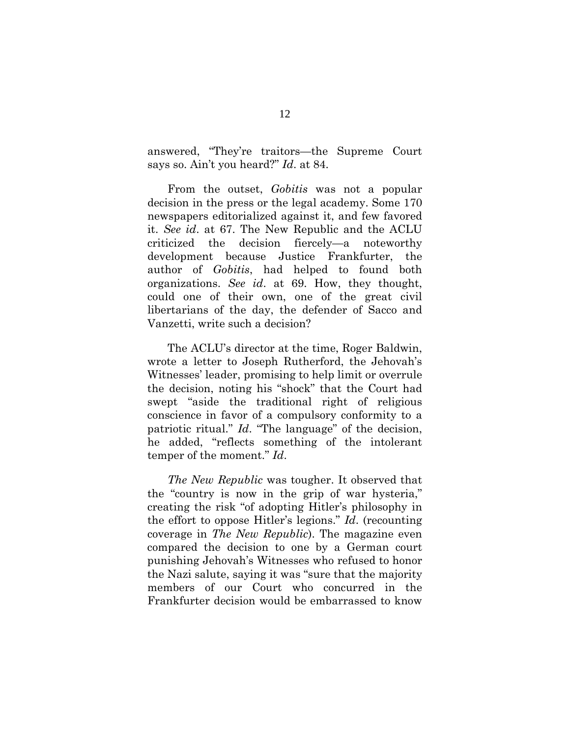answered, "They're traitors—the Supreme Court says so. Ain't you heard?" *Id*. at 84.

From the outset, *Gobitis* was not a popular decision in the press or the legal academy. Some 170 newspapers editorialized against it, and few favored it. *See id*. at 67. The New Republic and the ACLU criticized the decision fiercely—a noteworthy development because Justice Frankfurter, the author of *Gobitis*, had helped to found both organizations. *See id*. at 69. How, they thought, could one of their own, one of the great civil libertarians of the day, the defender of Sacco and Vanzetti, write such a decision?

The ACLU's director at the time, Roger Baldwin, wrote a letter to Joseph Rutherford, the Jehovah's Witnesses' leader, promising to help limit or overrule the decision, noting his "shock" that the Court had swept "aside the traditional right of religious conscience in favor of a compulsory conformity to a patriotic ritual." *Id*. "The language" of the decision, he added, "reflects something of the intolerant temper of the moment." *Id*.

*The New Republic* was tougher. It observed that the "country is now in the grip of war hysteria," creating the risk "of adopting Hitler's philosophy in the effort to oppose Hitler's legions." *Id*. (recounting coverage in *The New Republic*). The magazine even compared the decision to one by a German court punishing Jehovah's Witnesses who refused to honor the Nazi salute, saying it was "sure that the majority members of our Court who concurred in the Frankfurter decision would be embarrassed to know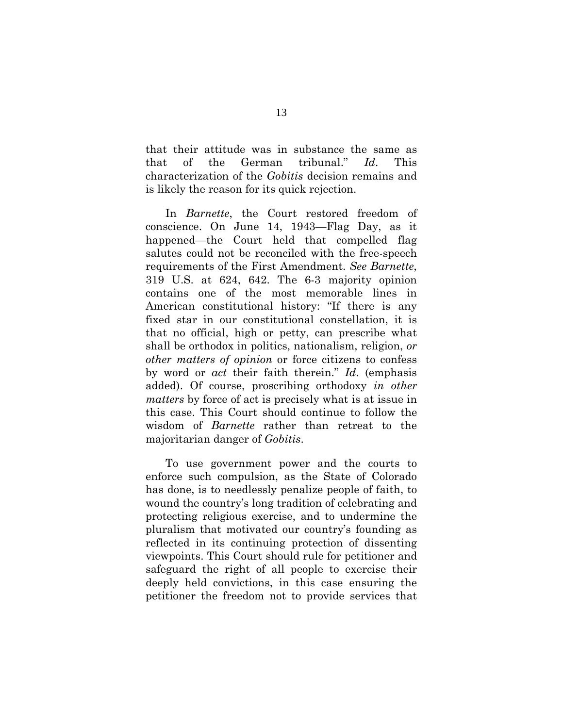that their attitude was in substance the same as that of the German tribunal." *Id*. This characterization of the *Gobitis* decision remains and is likely the reason for its quick rejection.

In *Barnette*, the Court restored freedom of conscience. On June 14, 1943—Flag Day, as it happened—the Court held that compelled flag salutes could not be reconciled with the free-speech requirements of the First Amendment. *See Barnette*, 319 U.S. at 624, 642. The 6-3 majority opinion contains one of the most memorable lines in American constitutional history: "If there is any fixed star in our constitutional constellation, it is that no official, high or petty, can prescribe what shall be orthodox in politics, nationalism, religion, *or other matters of opinion* or force citizens to confess by word or *act* their faith therein." *Id*. (emphasis added). Of course, proscribing orthodoxy *in other matters* by force of act is precisely what is at issue in this case. This Court should continue to follow the wisdom of *Barnette* rather than retreat to the majoritarian danger of *Gobitis*.

To use government power and the courts to enforce such compulsion, as the State of Colorado has done, is to needlessly penalize people of faith, to wound the country's long tradition of celebrating and protecting religious exercise, and to undermine the pluralism that motivated our country's founding as reflected in its continuing protection of dissenting viewpoints. This Court should rule for petitioner and safeguard the right of all people to exercise their deeply held convictions, in this case ensuring the petitioner the freedom not to provide services that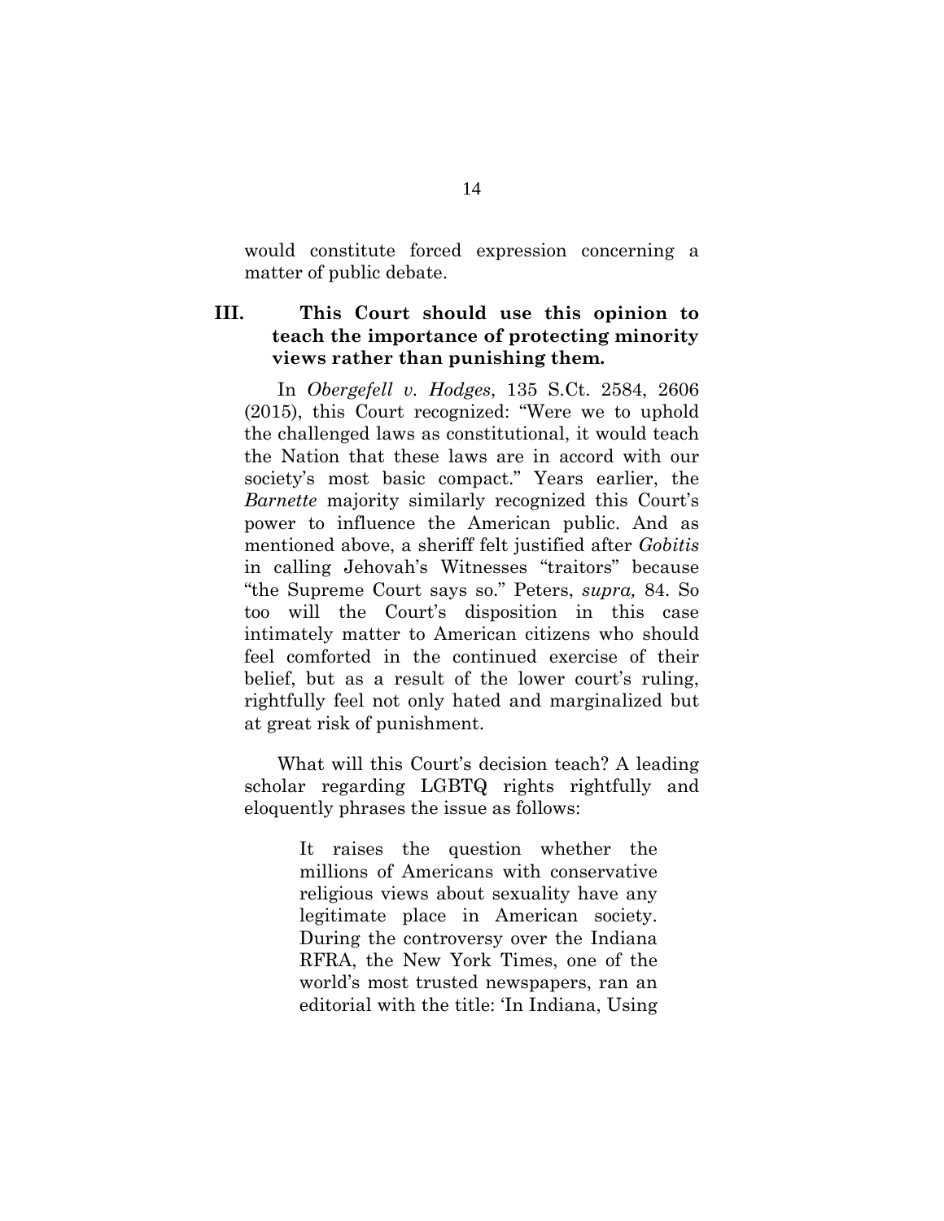would constitute forced expression concerning a matter of public debate.

## III. This Court should use this opinion to teach the importance of protecting minority views rather than punishing them.

In *Obergefell v. Hodges*, 135 S.Ct. 2584, 2606 (2015), this Court recognized: "Were we to uphold the challenged laws as constitutional, it would teach the Nation that these laws are in accord with our society's most basic compact." Years earlier, the *Barnette* majority similarly recognized this Court's power to influence the American public. And as mentioned above, a sheriff felt justified after *Gobitis* in calling Jehovah's Witnesses "traitors" because "the Supreme Court says so." Peters, *supra,* 84. So too will the Court's disposition in this case intimately matter to American citizens who should feel comforted in the continued exercise of their belief, but as a result of the lower court's ruling, rightfully feel not only hated and marginalized but at great risk of punishment.

What will this Court's decision teach? A leading scholar regarding LGBTQ rights rightfully and eloquently phrases the issue as follows:

> It raises the question whether the millions of Americans with conservative religious views about sexuality have any legitimate place in American society. During the controversy over the Indiana RFRA, the New York Times, one of the world's most trusted newspapers, ran an editorial with the title: 'In Indiana, Using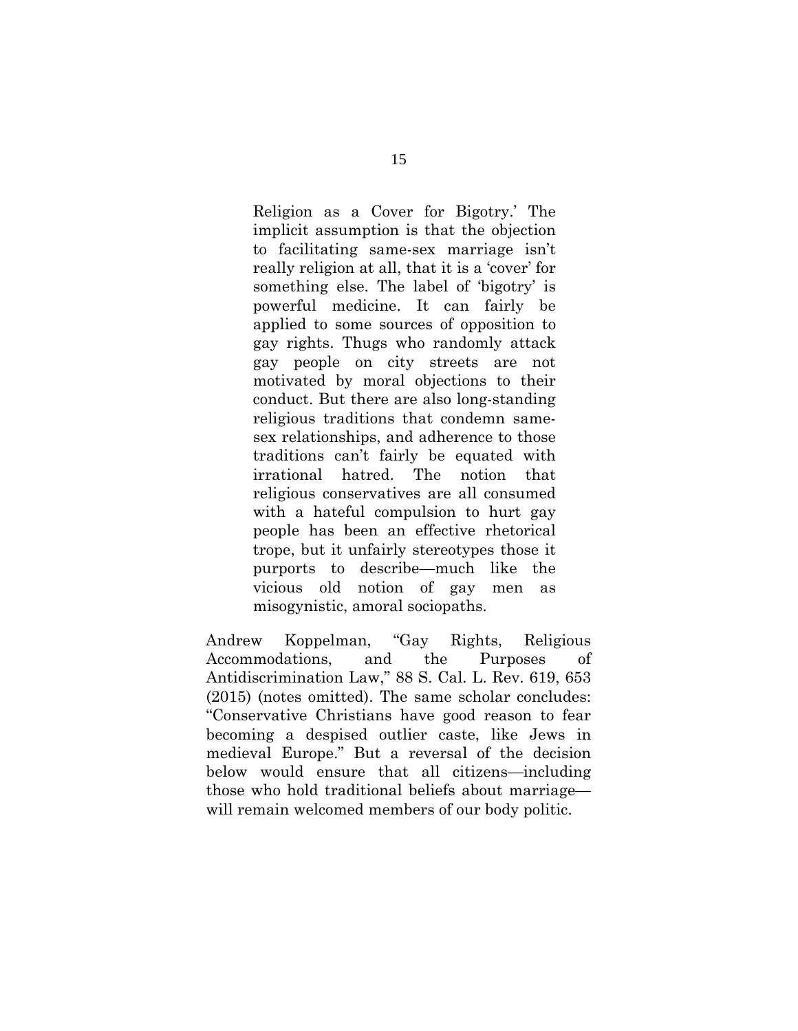> Religion as a Cover for Bigotry.' The implicit assumption is that the objection to facilitating same-sex marriage isn't really religion at all, that it is a 'cover' for something else. The label of 'bigotry' is powerful medicine. It can fairly be applied to some sources of opposition to gay rights. Thugs who randomly attack gay people on city streets are not motivated by moral objections to their conduct. But there are also long-standing religious traditions that condemn same-sex relationships, and adherence to those traditions can't fairly be equated with irrational hatred. The notion that religious conservatives are all consumed with a hateful compulsion to hurt gay people has been an effective rhetorical trope, but it unfairly stereotypes those it purports to describe—much like the vicious old notion of gay men as misogynistic, amoral sociopaths.

Andrew Koppelman, "Gay Rights, Religious Accommodations, and the Purposes of Antidiscrimination Law," 88 S. Cal. L. Rev. 619, 653 (2015) (notes omitted). The same scholar concludes: "Conservative Christians have good reason to fear becoming a despised outlier caste, like Jews in medieval Europe." But a reversal of the decision below would ensure that all citizens—including those who hold traditional beliefs about marriage—will remain welcomed members of our body politic.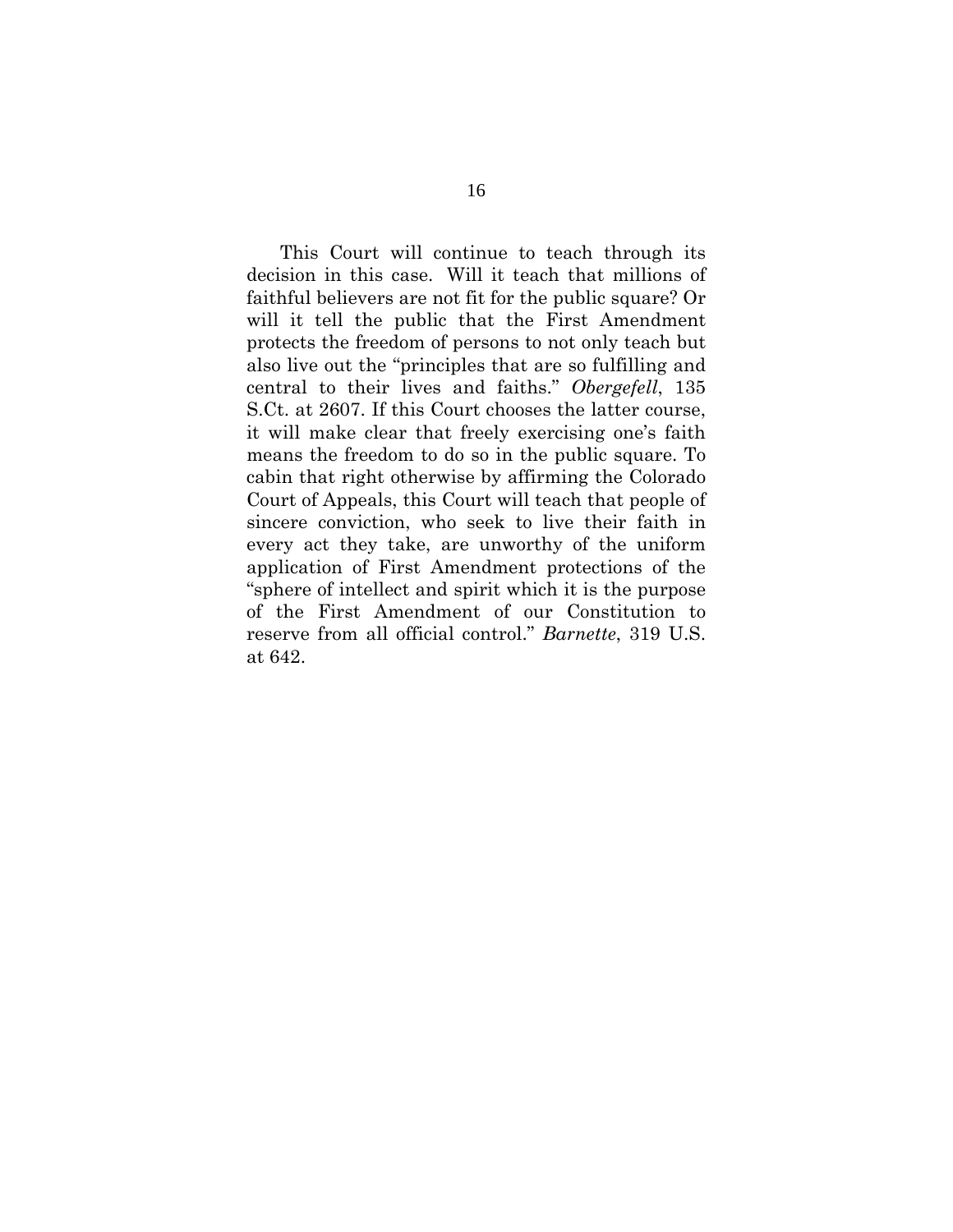This Court will continue to teach through its decision in this case. Will it teach that millions of faithful believers are not fit for the public square? Or will it tell the public that the First Amendment protects the freedom of persons to not only teach but also live out the "principles that are so fulfilling and central to their lives and faiths." *Obergefell*, 135 S.Ct. at 2607. If this Court chooses the latter course, it will make clear that freely exercising one's faith means the freedom to do so in the public square. To cabin that right otherwise by affirming the Colorado Court of Appeals, this Court will teach that people of sincere conviction, who seek to live their faith in every act they take, are unworthy of the uniform application of First Amendment protections of the "sphere of intellect and spirit which it is the purpose of the First Amendment of our Constitution to reserve from all official control." *Barnette*, 319 U.S. at 642.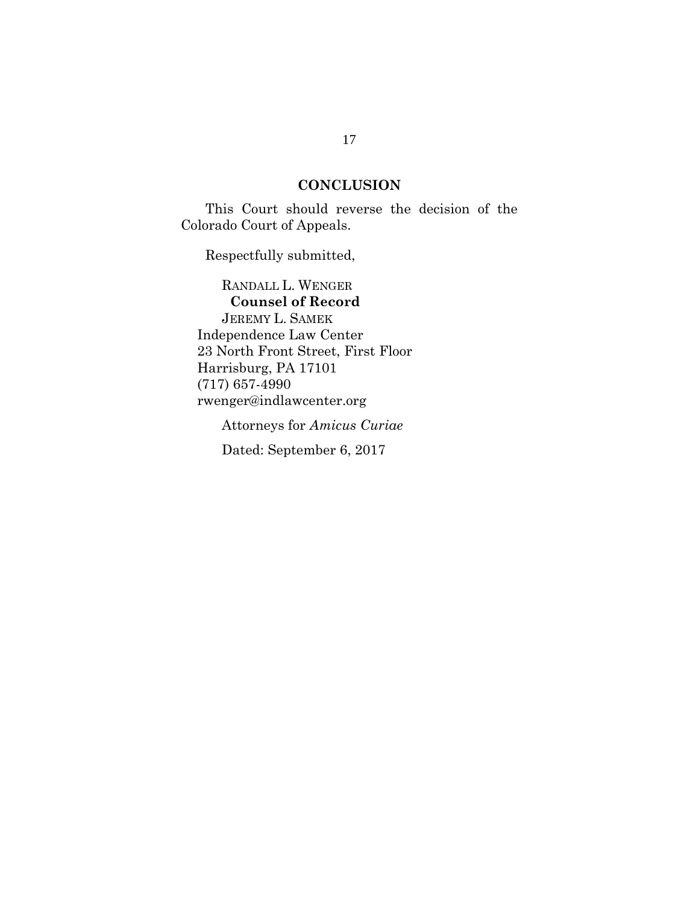## CONCLUSION

This Court should reverse the decision of the Colorado Court of Appeals.

Respectfully submitted,

RANDALL L. WENGER
**Counsel of Record**
JEREMY L. SAMEK
Independence Law Center
23 North Front Street, First Floor
Harrisburg, PA 17101
(717) 657-4990
rwenger@indlawcenter.org

Attorneys for *Amicus Curiae*

Dated: September 6, 2017